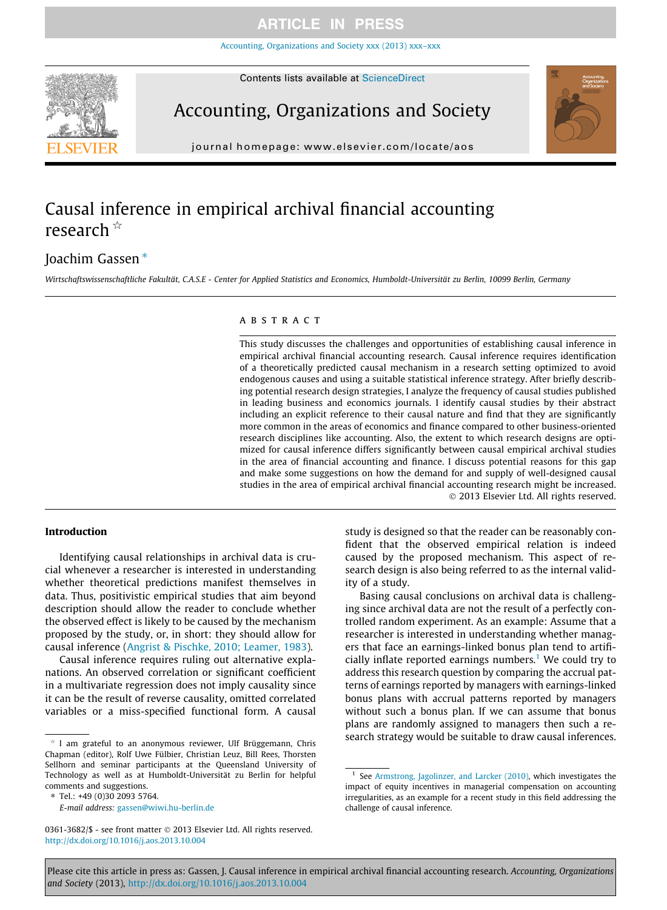# Causal inference in empirical archival financial accounting research ☆

Joachim Gassen *

*Wirtschaftswissenschaftliche Fakultät, C.A.S.E - Center for Applied Statistics and Economics, Humboldt-Universität zu Berlin, 10099 Berlin, Germany*

## ABSTRACT

This study discusses the challenges and opportunities of establishing causal inference in empirical archival financial accounting research. Causal inference requires identification of a theoretically predicted causal mechanism in a research setting optimized to avoid endogenous causes and using a suitable statistical inference strategy. After briefly describing potential research design strategies, I analyze the frequency of causal studies published in leading business and economics journals. I identify causal studies by their abstract including an explicit reference to their causal nature and find that they are significantly more common in the areas of economics and finance compared to other business-oriented research disciplines like accounting. Also, the extent to which research designs are optimized for causal inference differs significantly between causal empirical archival studies in the area of financial accounting and finance. I discuss potential reasons for this gap and make some suggestions on how the demand for and supply of well-designed causal studies in the area of empirical archival financial accounting research might be increased.

© 2013 Elsevier Ltd. All rights reserved.

## Introduction

Identifying causal relationships in archival data is crucial whenever a researcher is interested in understanding whether theoretical predictions manifest themselves in data. Thus, positivistic empirical studies that aim beyond description should allow the reader to conclude whether the observed effect is likely to be caused by the mechanism proposed by the study, or, in short: they should allow for causal inference (Angrist & Pischke, 2010; Leamer, 1983).

Causal inference requires ruling out alternative explanations. An observed correlation or significant coefficient in a multivariate regression does not imply causality since it can be the result of reverse causality, omitted correlated variables or a miss-specified functional form. A causal study is designed so that the reader can be reasonably confident that the observed empirical relation is indeed caused by the proposed mechanism. This aspect of research design is also being referred to as the internal validity of a study.

Basing causal conclusions on archival data is challenging since archival data are not the result of a perfectly controlled random experiment. As an example: Assume that a researcher is interested in understanding whether managers that face an earnings-linked bonus plan tend to artificially inflate reported earnings numbers.[1] We could try to address this research question by comparing the accrual patterns of earnings reported by managers with earnings-linked bonus plans with accrual patterns reported by managers without such a bonus plan. If we can assume that bonus plans are randomly assigned to managers then such a research strategy would be suitable to draw causal inferences.

☆ I am grateful to an anonymous reviewer, Ulf Brüggemann, Chris Chapman (editor), Rolf Uwe Fülbier, Christian Leuz, Bill Rees, Thorsten Sellhorn and seminar participants at the Queensland University of Technology as well as at Humboldt-Universität zu Berlin for helpful comments and suggestions.

\* Tel.: +49 (0)30 2093 5764.

*E-mail address:* gassen@wiwi.hu-berlin.de

[1] See Armstrong, Jagolinzer, and Larcker (2010), which investigates the impact of equity incentives in managerial compensation on accounting irregularities, as an example for a recent study in this field addressing the challenge of causal inference.

0361-3682/$ - see front matter © 2013 Elsevier Ltd. All rights reserved.
http://dx.doi.org/10.1016/j.aos.2013.10.004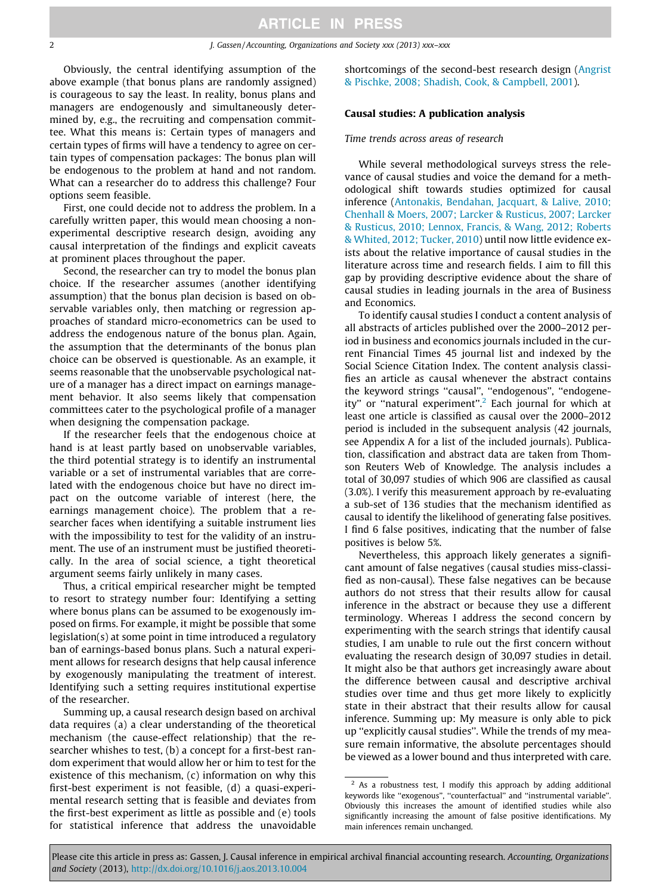Obviously, the central identifying assumption of the above example (that bonus plans are randomly assigned) is courageous to say the least. In reality, bonus plans and managers are endogenously and simultaneously determined by, e.g., the recruiting and compensation committee. What this means is: Certain types of managers and certain types of firms will have a tendency to agree on certain types of compensation packages: The bonus plan will be endogenous to the problem at hand and not random. What can a researcher do to address this challenge? Four options seem feasible.

First, one could decide not to address the problem. In a carefully written paper, this would mean choosing a non-experimental descriptive research design, avoiding any causal interpretation of the findings and explicit caveats at prominent places throughout the paper.

Second, the researcher can try to model the bonus plan choice. If the researcher assumes (another identifying assumption) that the bonus plan decision is based on observable variables only, then matching or regression approaches of standard micro-econometrics can be used to address the endogenous nature of the bonus plan. Again, the assumption that the determinants of the bonus plan choice can be observed is questionable. As an example, it seems reasonable that the unobservable psychological nature of a manager has a direct impact on earnings management behavior. It also seems likely that compensation committees cater to the psychological profile of a manager when designing the compensation package.

If the researcher feels that the endogenous choice at hand is at least partly based on unobservable variables, the third potential strategy is to identify an instrumental variable or a set of instrumental variables that are correlated with the endogenous choice but have no direct impact on the outcome variable of interest (here, the earnings management choice). The problem that a researcher faces when identifying a suitable instrument lies with the impossibility to test for the validity of an instrument. The use of an instrument must be justified theoretically. In the area of social science, a tight theoretical argument seems fairly unlikely in many cases.

Thus, a critical empirical researcher might be tempted to resort to strategy number four: Identifying a setting where bonus plans can be assumed to be exogenously imposed on firms. For example, it might be possible that some legislation(s) at some point in time introduced a regulatory ban of earnings-based bonus plans. Such a natural experiment allows for research designs that help causal inference by exogenously manipulating the treatment of interest. Identifying such a setting requires institutional expertise of the researcher.

Summing up, a causal research design based on archival data requires (a) a clear understanding of the theoretical mechanism (the cause-effect relationship) that the researcher whishes to test, (b) a concept for a first-best random experiment that would allow her or him to test for the existence of this mechanism, (c) information on why this first-best experiment is not feasible, (d) a quasi-experimental research setting that is feasible and deviates from the first-best experiment as little as possible and (e) tools for statistical inference that address the unavoidable shortcomings of the second-best research design (Angrist & Pischke, 2008; Shadish, Cook, & Campbell, 2001).

## Causal studies: A publication analysis

### *Time trends across areas of research*

While several methodological surveys stress the relevance of causal studies and voice the demand for a methodological shift towards studies optimized for causal inference (Antonakis, Bendahan, Jacquart, & Lalive, 2010; Chenhall & Moers, 2007; Larcker & Rusticus, 2007; Larcker & Rusticus, 2010; Lennox, Francis, & Wang, 2012; Roberts & Whited, 2012; Tucker, 2010) until now little evidence exists about the relative importance of causal studies in the literature across time and research fields. I aim to fill this gap by providing descriptive evidence about the share of causal studies in leading journals in the area of Business and Economics.

To identify causal studies I conduct a content analysis of all abstracts of articles published over the 2000–2012 period in business and economics journals included in the current Financial Times 45 journal list and indexed by the Social Science Citation Index. The content analysis classifies an article as causal whenever the abstract contains the keyword strings "causal", "endogenous", "endogeneity" or "natural experiment".[2] Each journal for which at least one article is classified as causal over the 2000–2012 period is included in the subsequent analysis (42 journals, see Appendix A for a list of the included journals). Publication, classification and abstract data are taken from Thomson Reuters Web of Knowledge. The analysis includes a total of 30,097 studies of which 906 are classified as causal (3.0%). I verify this measurement approach by re-evaluating a sub-set of 136 studies that the mechanism identified as causal to identify the likelihood of generating false positives. I find 6 false positives, indicating that the number of false positives is below 5%.

Nevertheless, this approach likely generates a significant amount of false negatives (causal studies miss-classified as non-causal). These false negatives can be because authors do not stress that their results allow for causal inference in the abstract or because they use a different terminology. Whereas I address the second concern by experimenting with the search strings that identify causal studies, I am unable to rule out the first concern without evaluating the research design of 30,097 studies in detail. It might also be that authors get increasingly aware about the difference between causal and descriptive archival studies over time and thus get more likely to explicitly state in their abstract that their results allow for causal inference. Summing up: My measure is only able to pick up "explicitly causal studies". While the trends of my measure remain informative, the absolute percentages should be viewed as a lower bound and thus interpreted with care.

[2] As a robustness test, I modify this approach by adding additional keywords like "exogenous", "counterfactual" and "instrumental variable". Obviously this increases the amount of identified studies while also significantly increasing the amount of false positive identifications. My main inferences remain unchanged.

Please cite this article in press as: Gassen, J. Causal inference in empirical archival financial accounting research. *Accounting, Organizations and Society* (2013), http://dx.doi.org/10.1016/j.aos.2013.10.004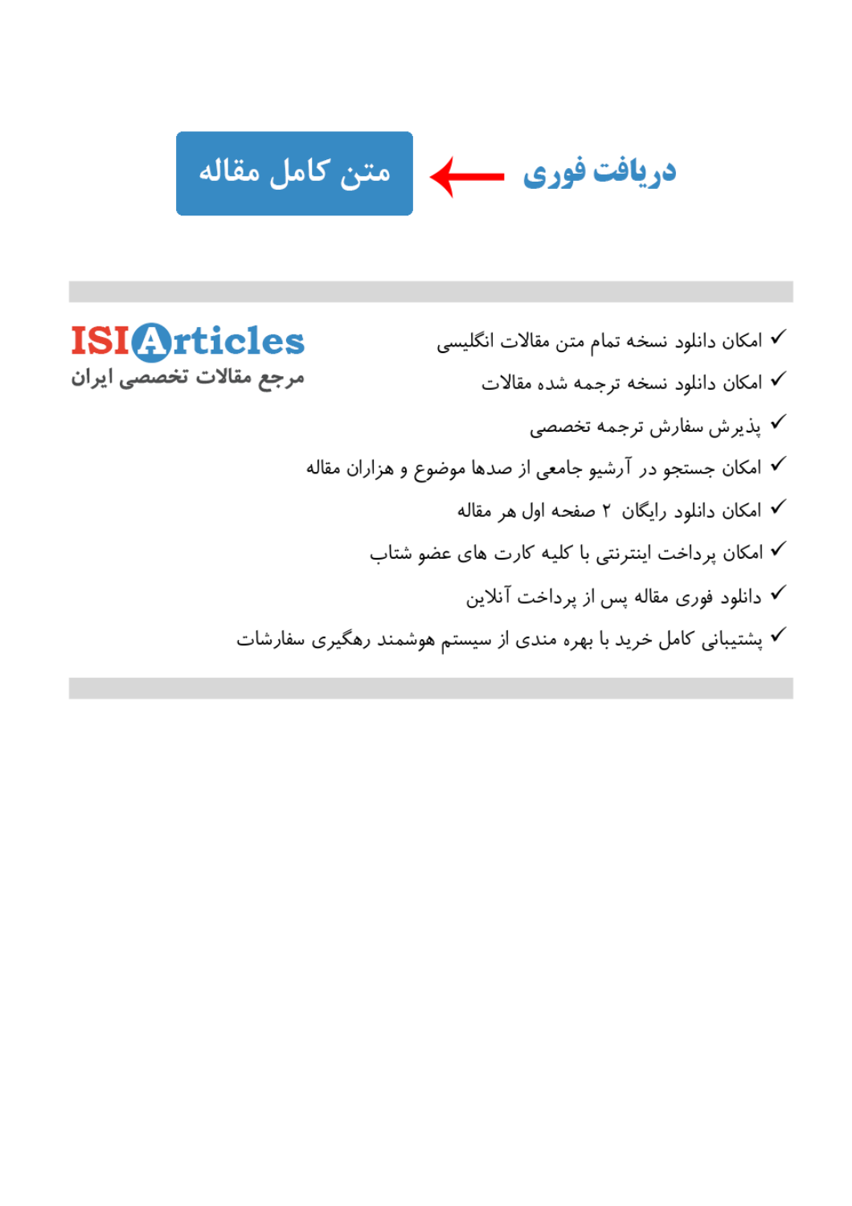دریافت فوری ← **متن کامل مقاله**

**ISIArticles**
مرجع مقالات تخصصی ایران

- ✓ امکان دانلود نسخه تمام متن مقالات انگلیسی
- ✓ امکان دانلود نسخه ترجمه شده مقالات
- ✓ پذیرش سفارش ترجمه تخصصی
- ✓ امکان جستجو در آرشیو جامعی از صدها موضوع و هزاران مقاله
- ✓ امکان دانلود رایگان ۲ صفحه اول هر مقاله
- ✓ امکان پرداخت اینترنتی با کلیه کارت های عضو شتاب
- ✓ دانلود فوری مقاله پس از پرداخت آنلاین
- ✓ پشتیبانی کامل خرید با بهره مندی از سیستم هوشمند رهگیری سفارشات